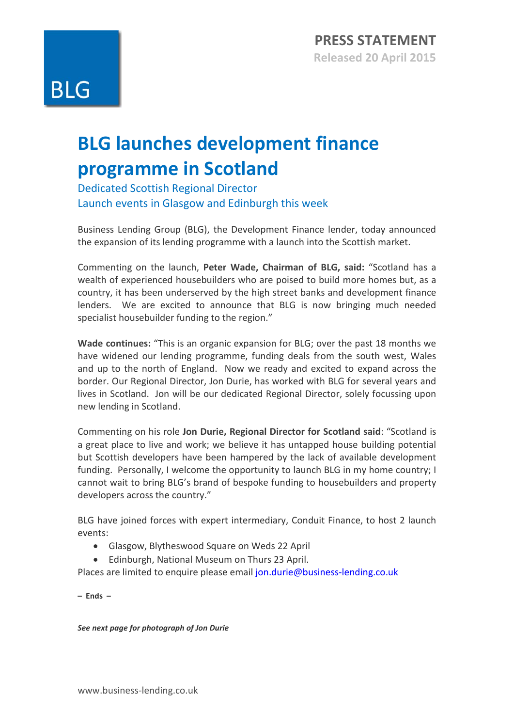BLG

**PRESS STATEMENT**
**Released 20 April 2015**

# BLG launches development finance programme in Scotland

Dedicated Scottish Regional Director
Launch events in Glasgow and Edinburgh this week

Business Lending Group (BLG), the Development Finance lender, today announced the expansion of its lending programme with a launch into the Scottish market.

Commenting on the launch, **Peter Wade, Chairman of BLG, said:** "Scotland has a wealth of experienced housebuilders who are poised to build more homes but, as a country, it has been underserved by the high street banks and development finance lenders. We are excited to announce that BLG is now bringing much needed specialist housebuilder funding to the region."

**Wade continues:** "This is an organic expansion for BLG; over the past 18 months we have widened our lending programme, funding deals from the south west, Wales and up to the north of England. Now we ready and excited to expand across the border. Our Regional Director, Jon Durie, has worked with BLG for several years and lives in Scotland. Jon will be our dedicated Regional Director, solely focussing upon new lending in Scotland.

Commenting on his role **Jon Durie, Regional Director for Scotland said**: "Scotland is a great place to live and work; we believe it has untapped house building potential but Scottish developers have been hampered by the lack of available development funding. Personally, I welcome the opportunity to launch BLG in my home country; I cannot wait to bring BLG's brand of bespoke funding to housebuilders and property developers across the country."

BLG have joined forces with expert intermediary, Conduit Finance, to host 2 launch events:

- Glasgow, Blytheswood Square on Weds 22 April
- Edinburgh, National Museum on Thurs 23 April.

Places are limited to enquire please email jon.durie@business-lending.co.uk

**– Ends –**

***See next page for photograph of Jon Durie***

www.business-lending.co.uk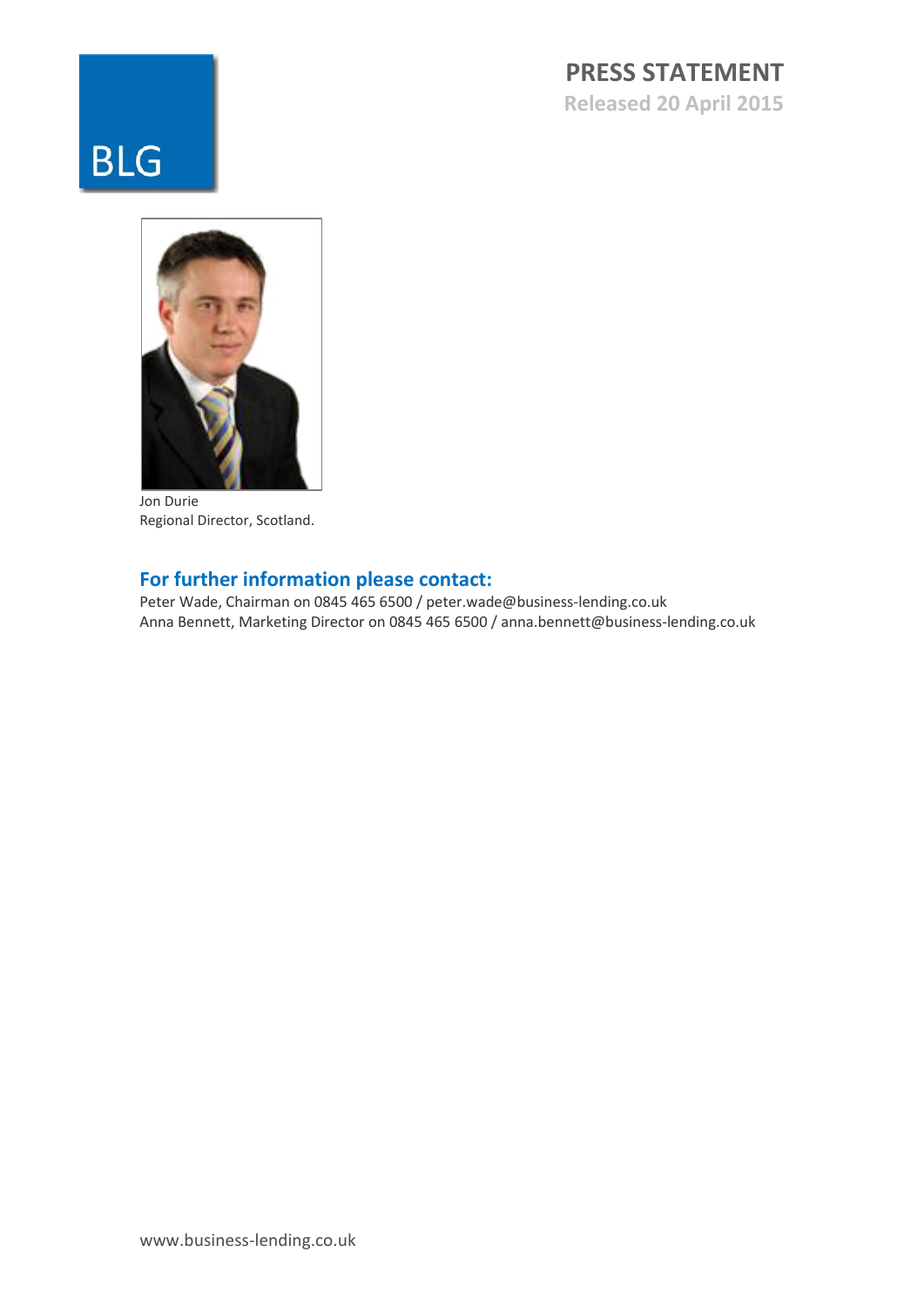# PRESS STATEMENT

Released 20 April 2015

BLG

Jon Durie
Regional Director, Scotland.

## For further information please contact:

Peter Wade, Chairman on 0845 465 6500 / peter.wade@business-lending.co.uk
Anna Bennett, Marketing Director on 0845 465 6500 / anna.bennett@business-lending.co.uk

www.business-lending.co.uk